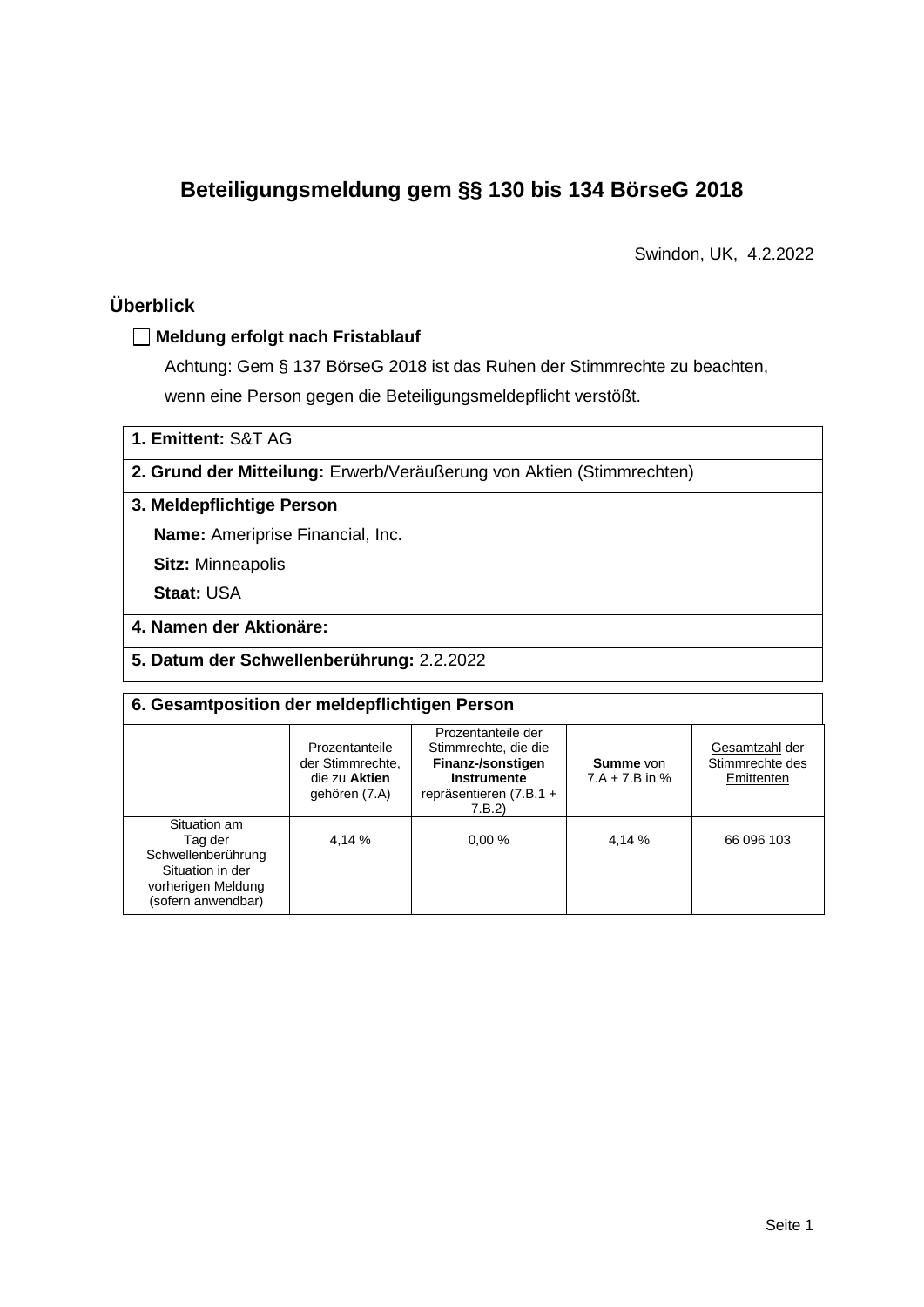# Beteiligungsmeldung gem §§ 130 bis 134 BörseG 2018

Swindon, UK, 4.2.2022

## Überblick

☐ **Meldung erfolgt nach Fristablauf**

Achtung: Gem § 137 BörseG 2018 ist das Ruhen der Stimmrechte zu beachten, wenn eine Person gegen die Beteiligungsmeldepflicht verstößt.

**1. Emittent:** S&T AG

**2. Grund der Mitteilung:** Erwerb/Veräußerung von Aktien (Stimmrechten)

**3. Meldepflichtige Person**

**Name:** Ameriprise Financial, Inc.

**Sitz:** Minneapolis

**Staat:** USA

**4. Namen der Aktionäre:**

**5. Datum der Schwellenberührung:** 2.2.2022

**6. Gesamtposition der meldepflichtigen Person**

| | Prozentanteile der Stimmrechte, die zu **Aktien** gehören (7.A) | Prozentanteile der Stimmrechte, die die **Finanz-/sonstigen Instrumente** repräsentieren (7.B.1 + 7.B.2) | **Summe** von 7.A + 7.B in % | Gesamtzahl der Stimmrechte des Emittenten |
|---|---|---|---|---|
| Situation am Tag der Schwellenberührung | 4,14 % | 0,00 % | 4,14 % | 66 096 103 |
| Situation in der vorherigen Meldung (sofern anwendbar) | | | | |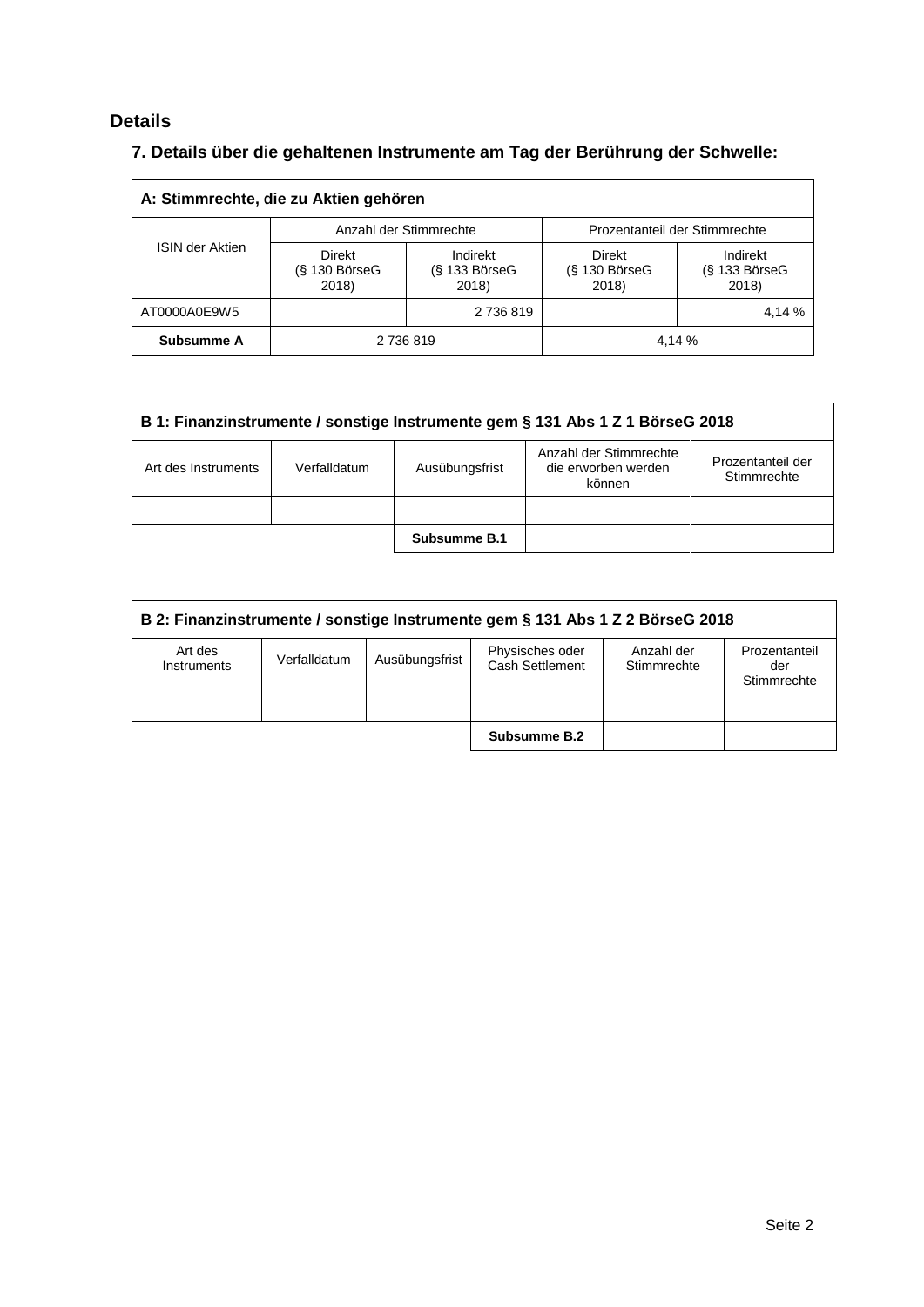## Details

### 7. Details über die gehaltenen Instrumente am Tag der Berührung der Schwelle:

| A: Stimmrechte, die zu Aktien gehören | | | | |
|---|---|---|---|---|
| ISIN der Aktien | Anzahl der Stimmrechte | | Prozentanteil der Stimmrechte | |
| | Direkt (§ 130 BörseG 2018) | Indirekt (§ 133 BörseG 2018) | Direkt (§ 130 BörseG 2018) | Indirekt (§ 133 BörseG 2018) |
| AT0000A0E9W5 | | 2 736 819 | | 4,14 % |
| **Subsumme A** | 2 736 819 | | 4,14 % | |

| B 1: Finanzinstrumente / sonstige Instrumente gem § 131 Abs 1 Z 1 BörseG 2018 | | | | |
|---|---|---|---|---|
| Art des Instruments | Verfalldatum | Ausübungsfrist | Anzahl der Stimmrechte die erworben werden können | Prozentanteil der Stimmrechte |
| | | | | |
| | | **Subsumme B.1** | | |

| B 2: Finanzinstrumente / sonstige Instrumente gem § 131 Abs 1 Z 2 BörseG 2018 | | | | | |
|---|---|---|---|---|---|
| Art des Instruments | Verfalldatum | Ausübungsfrist | Physisches oder Cash Settlement | Anzahl der Stimmrechte | Prozentanteil der Stimmrechte |
| | | | | | |
| | | | **Subsumme B.2** | | |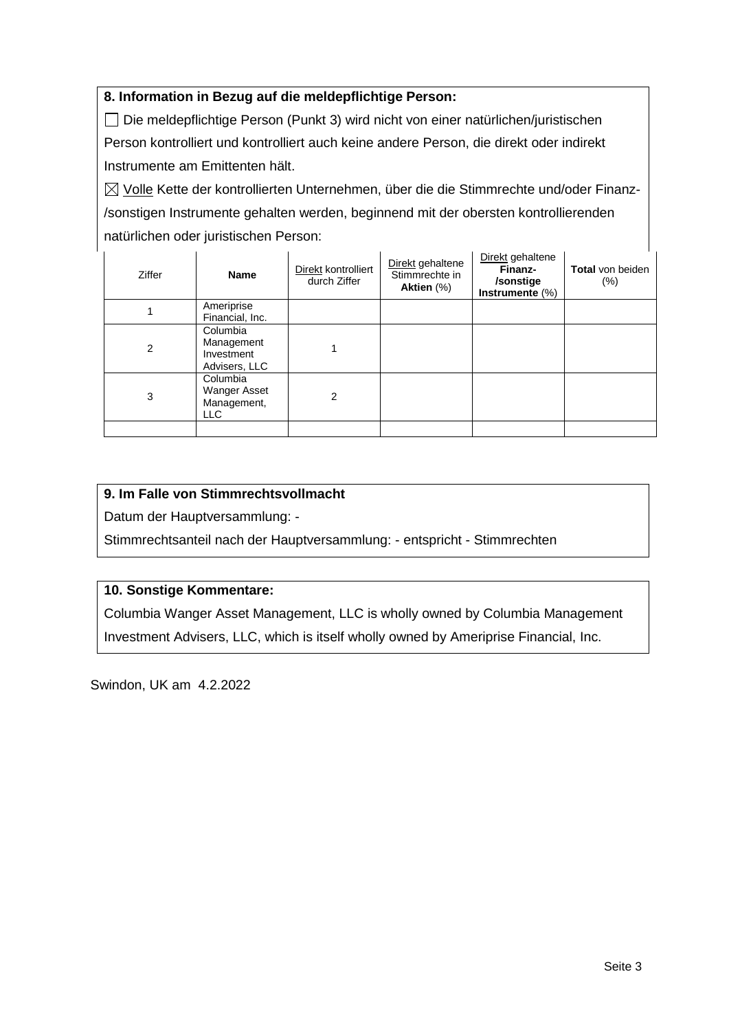**8. Information in Bezug auf die meldepflichtige Person:**

☐ Die meldepflichtige Person (Punkt 3) wird nicht von einer natürlichen/juristischen Person kontrolliert und kontrolliert auch keine andere Person, die direkt oder indirekt Instrumente am Emittenten hält.

☒ Volle Kette der kontrollierten Unternehmen, über die die Stimmrechte und/oder Finanz-/sonstigen Instrumente gehalten werden, beginnend mit der obersten kontrollierenden natürlichen oder juristischen Person:

| Ziffer | **Name** | Direkt kontrolliert durch Ziffer | Direkt gehaltene Stimmrechte in **Aktien** (%) | Direkt gehaltene **Finanz-/sonstige Instrumente** (%) | **Total** von beiden (%) |
|---|---|---|---|---|---|
| 1 | Ameriprise Financial, Inc. | | | | |
| 2 | Columbia Management Investment Advisers, LLC | 1 | | | |
| 3 | Columbia Wanger Asset Management, LLC | 2 | | | |
| | | | | | |

**9. Im Falle von Stimmrechtsvollmacht**

Datum der Hauptversammlung: -

Stimmrechtsanteil nach der Hauptversammlung: - entspricht - Stimmrechten

**10. Sonstige Kommentare:**

Columbia Wanger Asset Management, LLC is wholly owned by Columbia Management Investment Advisers, LLC, which is itself wholly owned by Ameriprise Financial, Inc.

Swindon, UK am 4.2.2022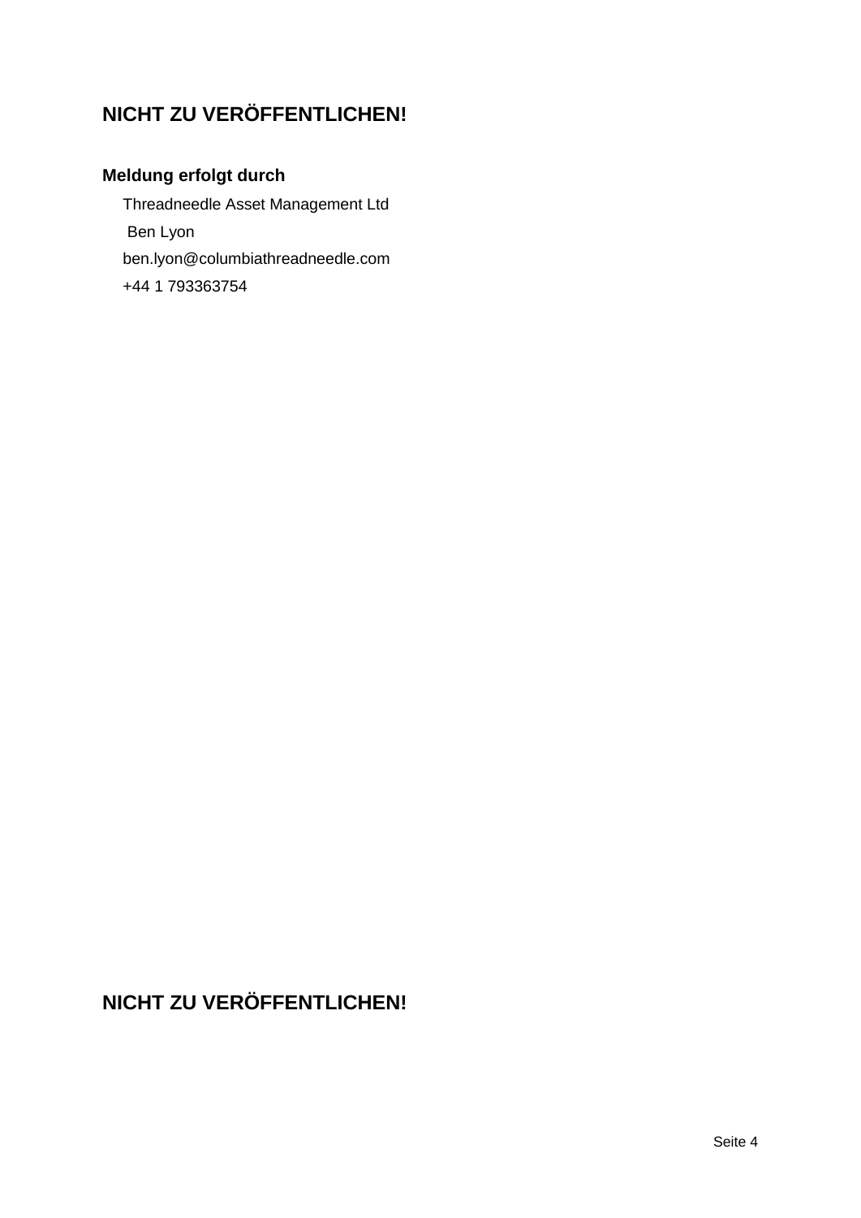**NICHT ZU VERÖFFENTLICHEN!**

**Meldung erfolgt durch**

Threadneedle Asset Management Ltd
Ben Lyon
ben.lyon@columbiathreadneedle.com
+44 1 793363754

**NICHT ZU VERÖFFENTLICHEN!**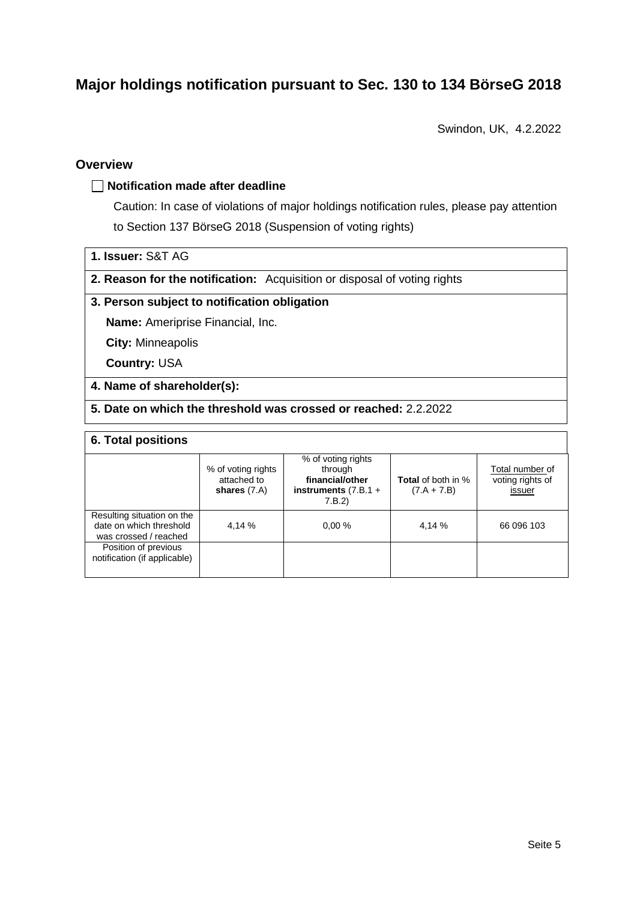# Major holdings notification pursuant to Sec. 130 to 134 BörseG 2018

Swindon, UK, 4.2.2022

## Overview

☐ **Notification made after deadline**

Caution: In case of violations of major holdings notification rules, please pay attention to Section 137 BörseG 2018 (Suspension of voting rights)

**1. Issuer:** S&T AG

**2. Reason for the notification:** Acquisition or disposal of voting rights

**3. Person subject to notification obligation**

**Name:** Ameriprise Financial, Inc.

**City:** Minneapolis

**Country:** USA

**4. Name of shareholder(s):**

**5. Date on which the threshold was crossed or reached:** 2.2.2022

**6. Total positions**

| | % of voting rights attached to **shares** (7.A) | % of voting rights through **financial/other instruments** (7.B.1 + 7.B.2) | **Total** of both in % (7.A + 7.B) | Total number of voting rights of issuer |
|---|---|---|---|---|
| Resulting situation on the date on which threshold was crossed / reached | 4,14 % | 0,00 % | 4,14 % | 66 096 103 |
| Position of previous notification (if applicable) | | | | |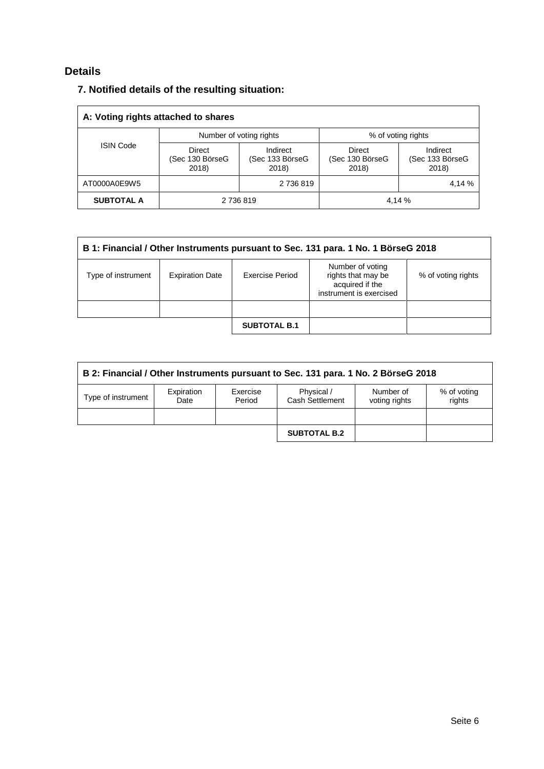## Details

### 7. Notified details of the resulting situation:

| A: Voting rights attached to shares | | | | |
|---|---|---|---|---|
| ISIN Code | Number of voting rights | | % of voting rights | |
| | Direct (Sec 130 BörseG 2018) | Indirect (Sec 133 BörseG 2018) | Direct (Sec 130 BörseG 2018) | Indirect (Sec 133 BörseG 2018) |
| AT0000A0E9W5 | | 2 736 819 | | 4,14 % |
| **SUBTOTAL A** | 2 736 819 | | 4,14 % | |

| B 1: Financial / Other Instruments pursuant to Sec. 131 para. 1 No. 1 BörseG 2018 | | | | |
|---|---|---|---|---|
| Type of instrument | Expiration Date | Exercise Period | Number of voting rights that may be acquired if the instrument is exercised | % of voting rights |
| | | | | |
| | | **SUBTOTAL B.1** | | |

| B 2: Financial / Other Instruments pursuant to Sec. 131 para. 1 No. 2 BörseG 2018 | | | | | |
|---|---|---|---|---|---|
| Type of instrument | Expiration Date | Exercise Period | Physical / Cash Settlement | Number of voting rights | % of voting rights |
| | | | | | |
| | | | **SUBTOTAL B.2** | | |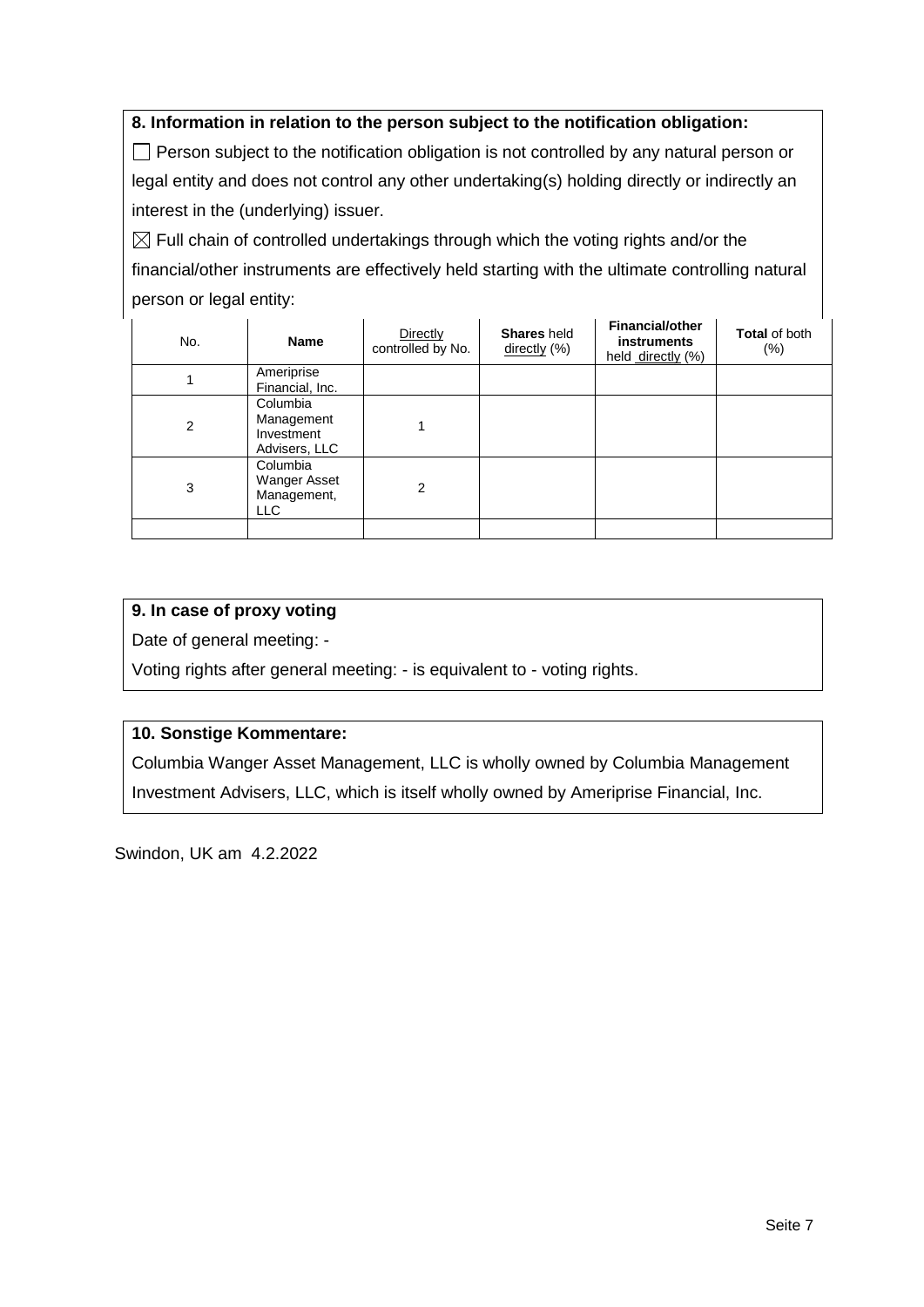**8. Information in relation to the person subject to the notification obligation:**

☐ Person subject to the notification obligation is not controlled by any natural person or legal entity and does not control any other undertaking(s) holding directly or indirectly an interest in the (underlying) issuer.

☒ Full chain of controlled undertakings through which the voting rights and/or the financial/other instruments are effectively held starting with the ultimate controlling natural person or legal entity:

| No. | Name | Directly controlled by No. | Shares held directly (%) | Financial/other instruments held directly (%) | Total of both (%) |
|---|---|---|---|---|---|
| 1 | Ameriprise Financial, Inc. | | | | |
| 2 | Columbia Management Investment Advisers, LLC | 1 | | | |
| 3 | Columbia Wanger Asset Management, LLC | 2 | | | |
| | | | | | |

**9. In case of proxy voting**

Date of general meeting: -

Voting rights after general meeting: - is equivalent to - voting rights.

**10. Sonstige Kommentare:**

Columbia Wanger Asset Management, LLC is wholly owned by Columbia Management Investment Advisers, LLC, which is itself wholly owned by Ameriprise Financial, Inc.

Swindon, UK am 4.2.2022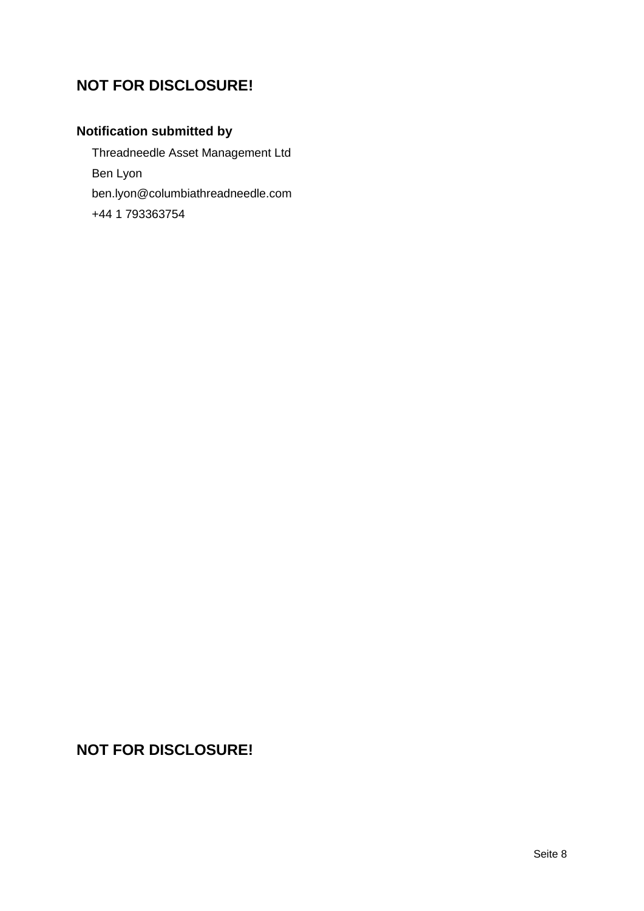**NOT FOR DISCLOSURE!**

**Notification submitted by**

Threadneedle Asset Management Ltd

Ben Lyon

ben.lyon@columbiathreadneedle.com

+44 1 793363754

**NOT FOR DISCLOSURE!**